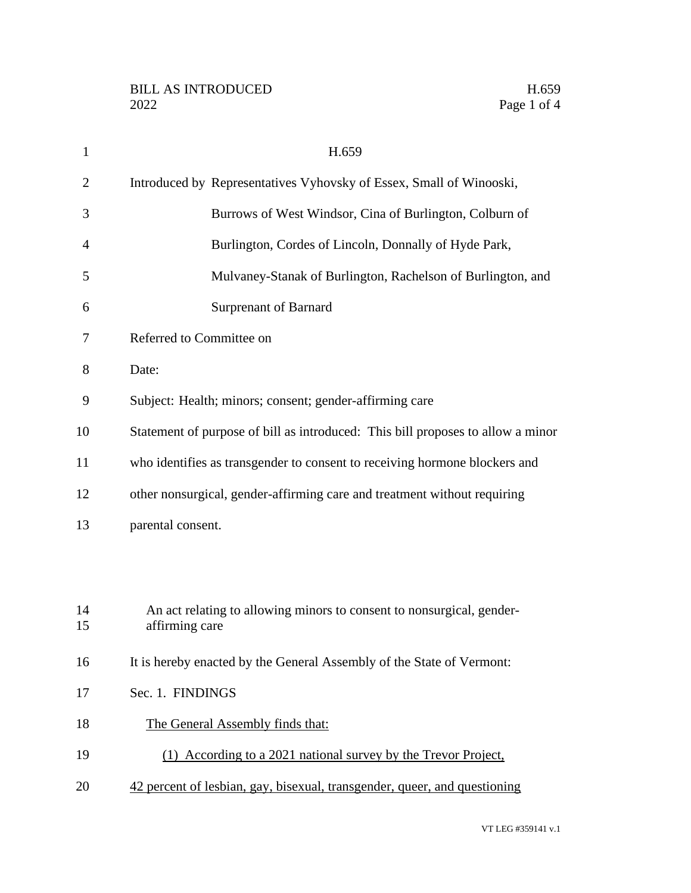BILL AS INTRODUCED 2022

# H.659

Introduced by Representatives Vyhovsky of Essex, Small of Winooski, Burrows of West Windsor, Cina of Burlington, Colburn of Burlington, Cordes of Lincoln, Donnally of Hyde Park, Mulvaney-Stanak of Burlington, Rachelson of Burlington, and Surprenant of Barnard

Referred to Committee on

Date:

Subject: Health; minors; consent; gender-affirming care

Statement of purpose of bill as introduced: This bill proposes to allow a minor who identifies as transgender to consent to receiving hormone blockers and other nonsurgical, gender-affirming care and treatment without requiring parental consent.

An act relating to allowing minors to consent to nonsurgical, gender-affirming care

It is hereby enacted by the General Assembly of the State of Vermont:

Sec. 1. FINDINGS

The General Assembly finds that:

(1) According to a 2021 national survey by the Trevor Project, 42 percent of lesbian, gay, bisexual, transgender, queer, and questioning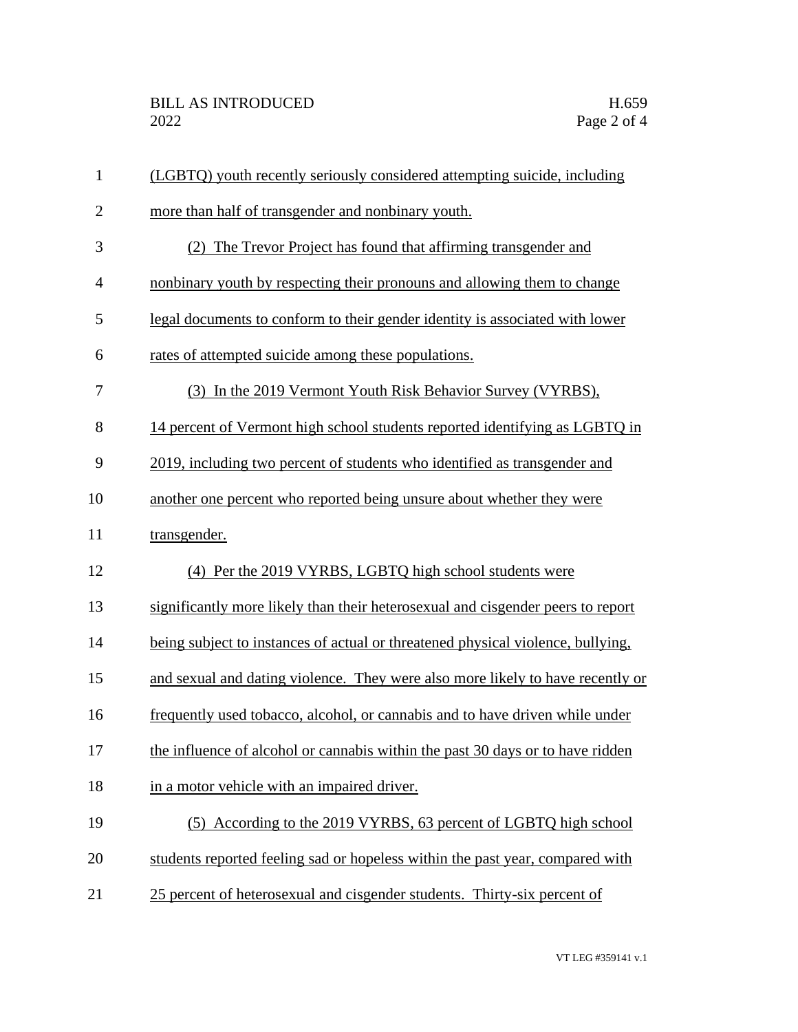(LGBTQ) youth recently seriously considered attempting suicide, including more than half of transgender and nonbinary youth.

(2) The Trevor Project has found that affirming transgender and nonbinary youth by respecting their pronouns and allowing them to change legal documents to conform to their gender identity is associated with lower rates of attempted suicide among these populations.

(3) In the 2019 Vermont Youth Risk Behavior Survey (VYRBS), 14 percent of Vermont high school students reported identifying as LGBTQ in 2019, including two percent of students who identified as transgender and another one percent who reported being unsure about whether they were transgender.

(4) Per the 2019 VYRBS, LGBTQ high school students were significantly more likely than their heterosexual and cisgender peers to report being subject to instances of actual or threatened physical violence, bullying, and sexual and dating violence. They were also more likely to have recently or frequently used tobacco, alcohol, or cannabis and to have driven while under the influence of alcohol or cannabis within the past 30 days or to have ridden in a motor vehicle with an impaired driver.

(5) According to the 2019 VYRBS, 63 percent of LGBTQ high school students reported feeling sad or hopeless within the past year, compared with 25 percent of heterosexual and cisgender students. Thirty-six percent of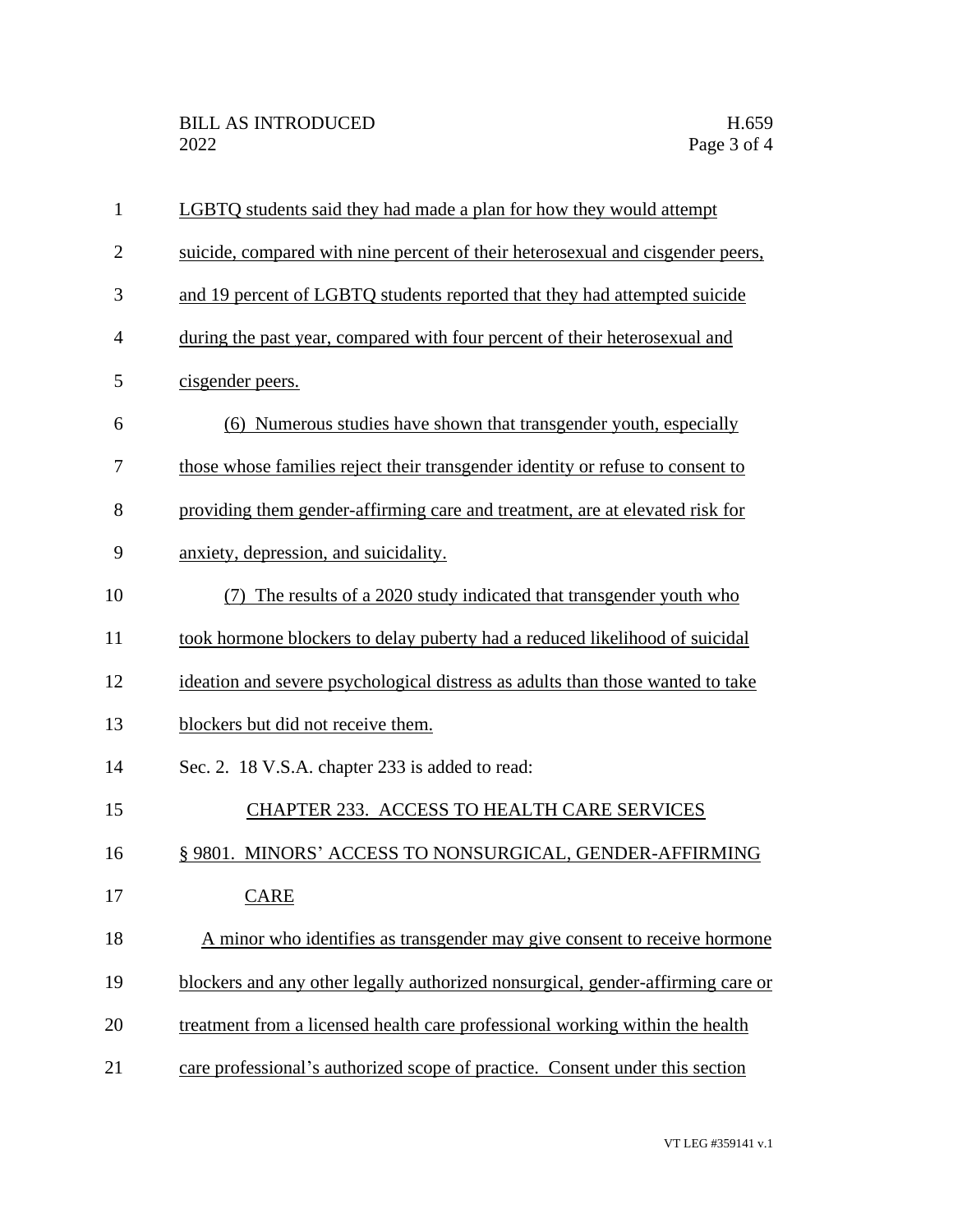LGBTQ students said they had made a plan for how they would attempt suicide, compared with nine percent of their heterosexual and cisgender peers, and 19 percent of LGBTQ students reported that they had attempted suicide during the past year, compared with four percent of their heterosexual and cisgender peers.

(6) Numerous studies have shown that transgender youth, especially those whose families reject their transgender identity or refuse to consent to providing them gender-affirming care and treatment, are at elevated risk for anxiety, depression, and suicidality.

(7) The results of a 2020 study indicated that transgender youth who took hormone blockers to delay puberty had a reduced likelihood of suicidal ideation and severe psychological distress as adults than those wanted to take blockers but did not receive them.

Sec. 2. 18 V.S.A. chapter 233 is added to read:

CHAPTER 233. ACCESS TO HEALTH CARE SERVICES

§ 9801. MINORS' ACCESS TO NONSURGICAL, GENDER-AFFIRMING CARE

A minor who identifies as transgender may give consent to receive hormone blockers and any other legally authorized nonsurgical, gender-affirming care or treatment from a licensed health care professional working within the health care professional's authorized scope of practice. Consent under this section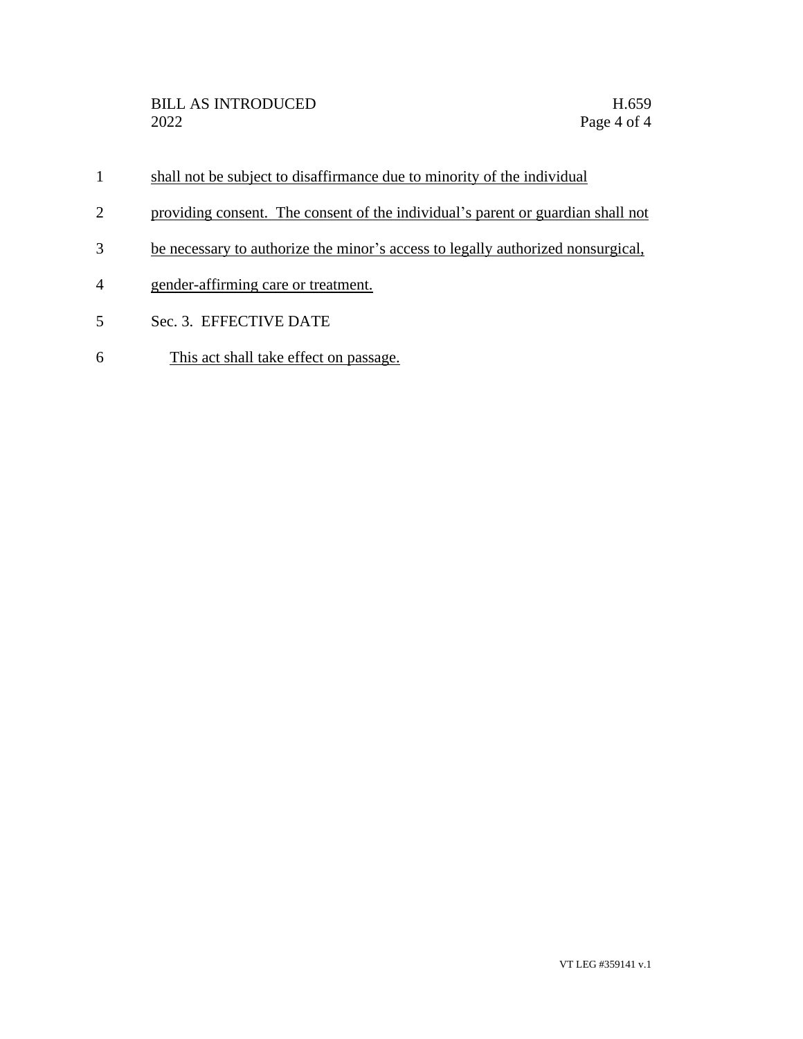shall not be subject to disaffirmance due to minority of the individual providing consent. The consent of the individual's parent or guardian shall not be necessary to authorize the minor's access to legally authorized nonsurgical, gender-affirming care or treatment.

Sec. 3. EFFECTIVE DATE

This act shall take effect on passage.